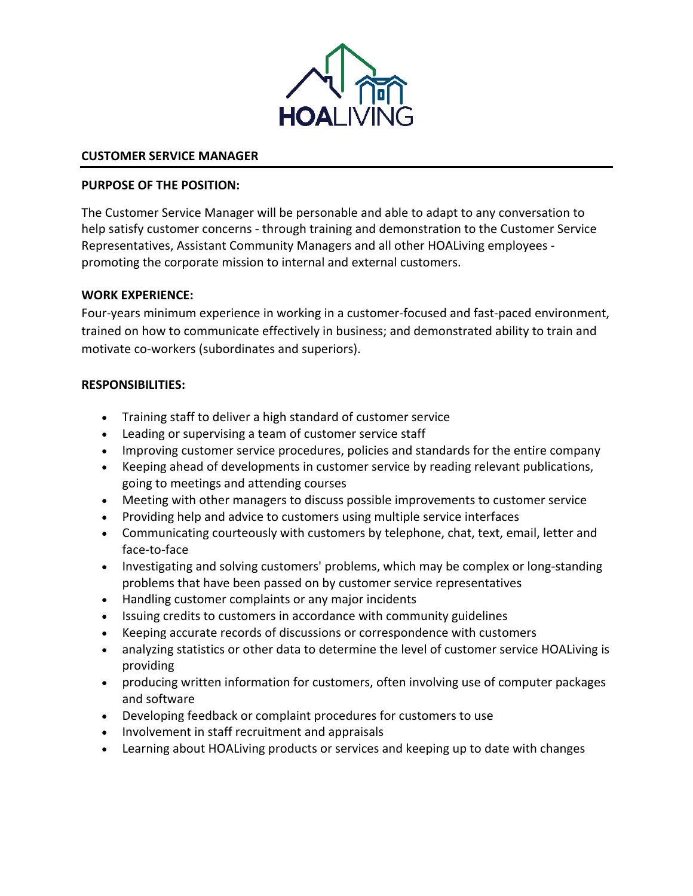HOALIVING

## CUSTOMER SERVICE MANAGER

### PURPOSE OF THE POSITION:

The Customer Service Manager will be personable and able to adapt to any conversation to help satisfy customer concerns - through training and demonstration to the Customer Service Representatives, Assistant Community Managers and all other HOALiving employees - promoting the corporate mission to internal and external customers.

### WORK EXPERIENCE:

Four-years minimum experience in working in a customer-focused and fast-paced environment, trained on how to communicate effectively in business; and demonstrated ability to train and motivate co-workers (subordinates and superiors).

### RESPONSIBILITIES:

- Training staff to deliver a high standard of customer service
- Leading or supervising a team of customer service staff
- Improving customer service procedures, policies and standards for the entire company
- Keeping ahead of developments in customer service by reading relevant publications, going to meetings and attending courses
- Meeting with other managers to discuss possible improvements to customer service
- Providing help and advice to customers using multiple service interfaces
- Communicating courteously with customers by telephone, chat, text, email, letter and face-to-face
- Investigating and solving customers' problems, which may be complex or long-standing problems that have been passed on by customer service representatives
- Handling customer complaints or any major incidents
- Issuing credits to customers in accordance with community guidelines
- Keeping accurate records of discussions or correspondence with customers
- analyzing statistics or other data to determine the level of customer service HOALiving is providing
- producing written information for customers, often involving use of computer packages and software
- Developing feedback or complaint procedures for customers to use
- Involvement in staff recruitment and appraisals
- Learning about HOALiving products or services and keeping up to date with changes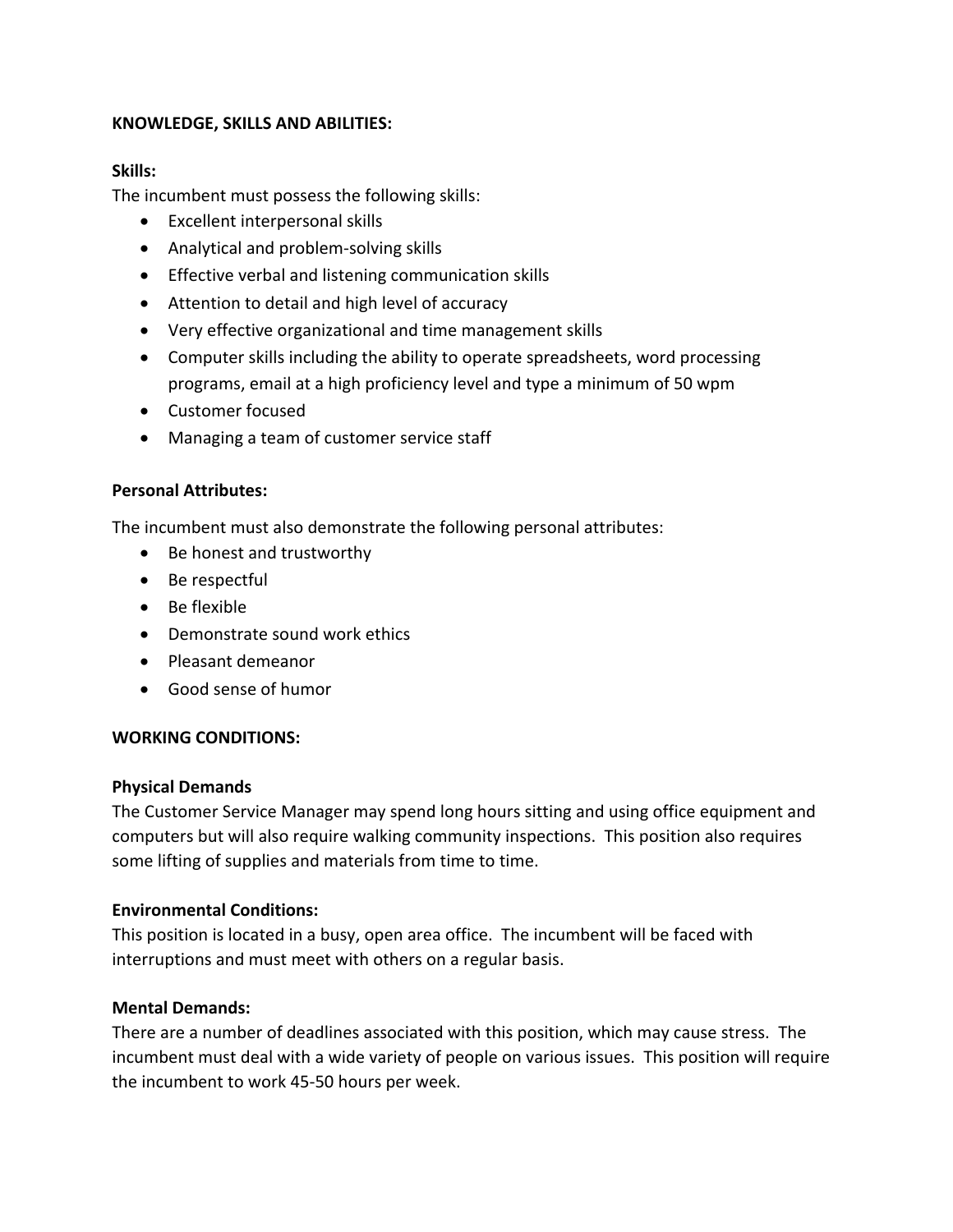**KNOWLEDGE, SKILLS AND ABILITIES:**

**Skills:**

The incumbent must possess the following skills:

- Excellent interpersonal skills
- Analytical and problem-solving skills
- Effective verbal and listening communication skills
- Attention to detail and high level of accuracy
- Very effective organizational and time management skills
- Computer skills including the ability to operate spreadsheets, word processing programs, email at a high proficiency level and type a minimum of 50 wpm
- Customer focused
- Managing a team of customer service staff

**Personal Attributes:**

The incumbent must also demonstrate the following personal attributes:

- Be honest and trustworthy
- Be respectful
- Be flexible
- Demonstrate sound work ethics
- Pleasant demeanor
- Good sense of humor

**WORKING CONDITIONS:**

**Physical Demands**

The Customer Service Manager may spend long hours sitting and using office equipment and computers but will also require walking community inspections. This position also requires some lifting of supplies and materials from time to time.

**Environmental Conditions:**

This position is located in a busy, open area office. The incumbent will be faced with interruptions and must meet with others on a regular basis.

**Mental Demands:**

There are a number of deadlines associated with this position, which may cause stress. The incumbent must deal with a wide variety of people on various issues. This position will require the incumbent to work 45-50 hours per week.